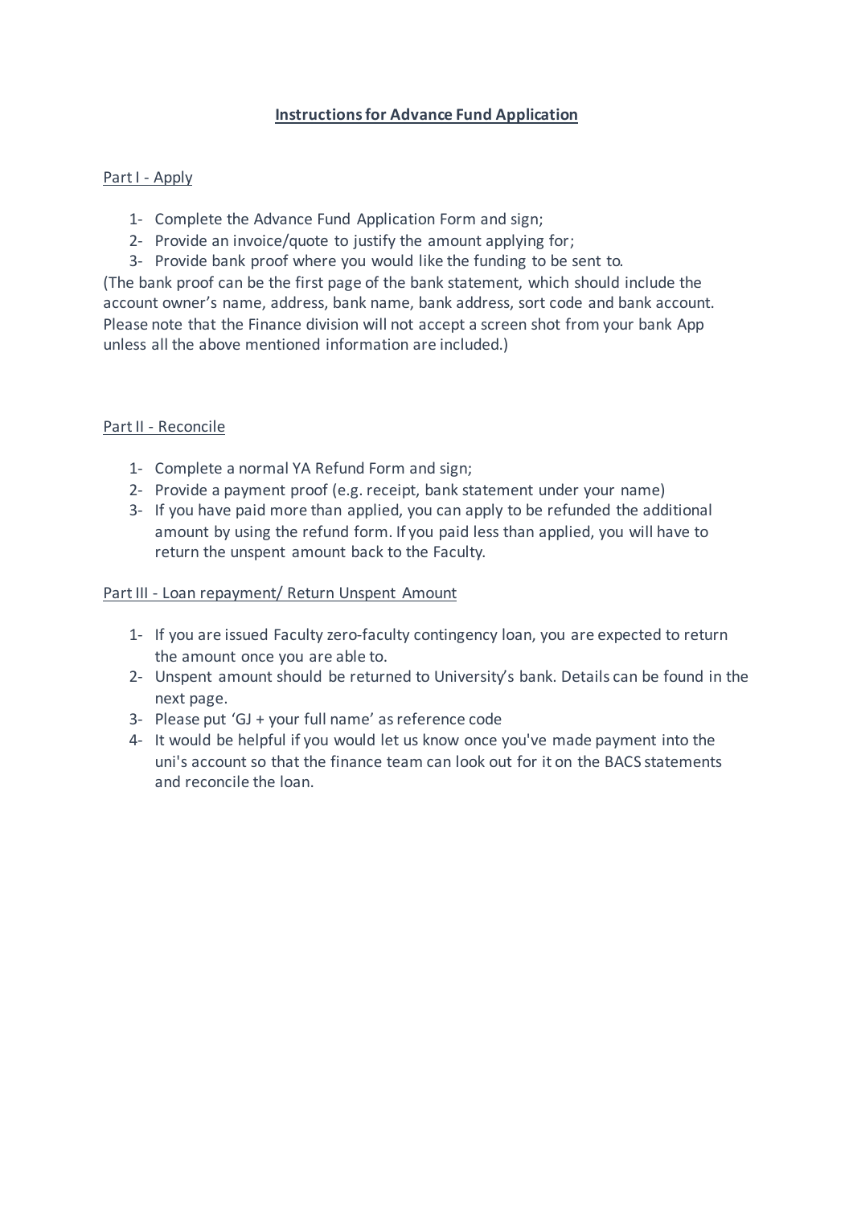# Instructions for Advance Fund Application

## Part I - Apply

1- Complete the Advance Fund Application Form and sign;
2- Provide an invoice/quote to justify the amount applying for;
3- Provide bank proof where you would like the funding to be sent to.

(The bank proof can be the first page of the bank statement, which should include the account owner's name, address, bank name, bank address, sort code and bank account. Please note that the Finance division will not accept a screen shot from your bank App unless all the above mentioned information are included.)

## Part II - Reconcile

1- Complete a normal YA Refund Form and sign;
2- Provide a payment proof (e.g. receipt, bank statement under your name)
3- If you have paid more than applied, you can apply to be refunded the additional amount by using the refund form. If you paid less than applied, you will have to return the unspent amount back to the Faculty.

## Part III - Loan repayment/ Return Unspent Amount

1- If you are issued Faculty zero-faculty contingency loan, you are expected to return the amount once you are able to.
2- Unspent amount should be returned to University's bank. Details can be found in the next page.
3- Please put 'GJ + your full name' as reference code
4- It would be helpful if you would let us know once you've made payment into the uni's account so that the finance team can look out for it on the BACS statements and reconcile the loan.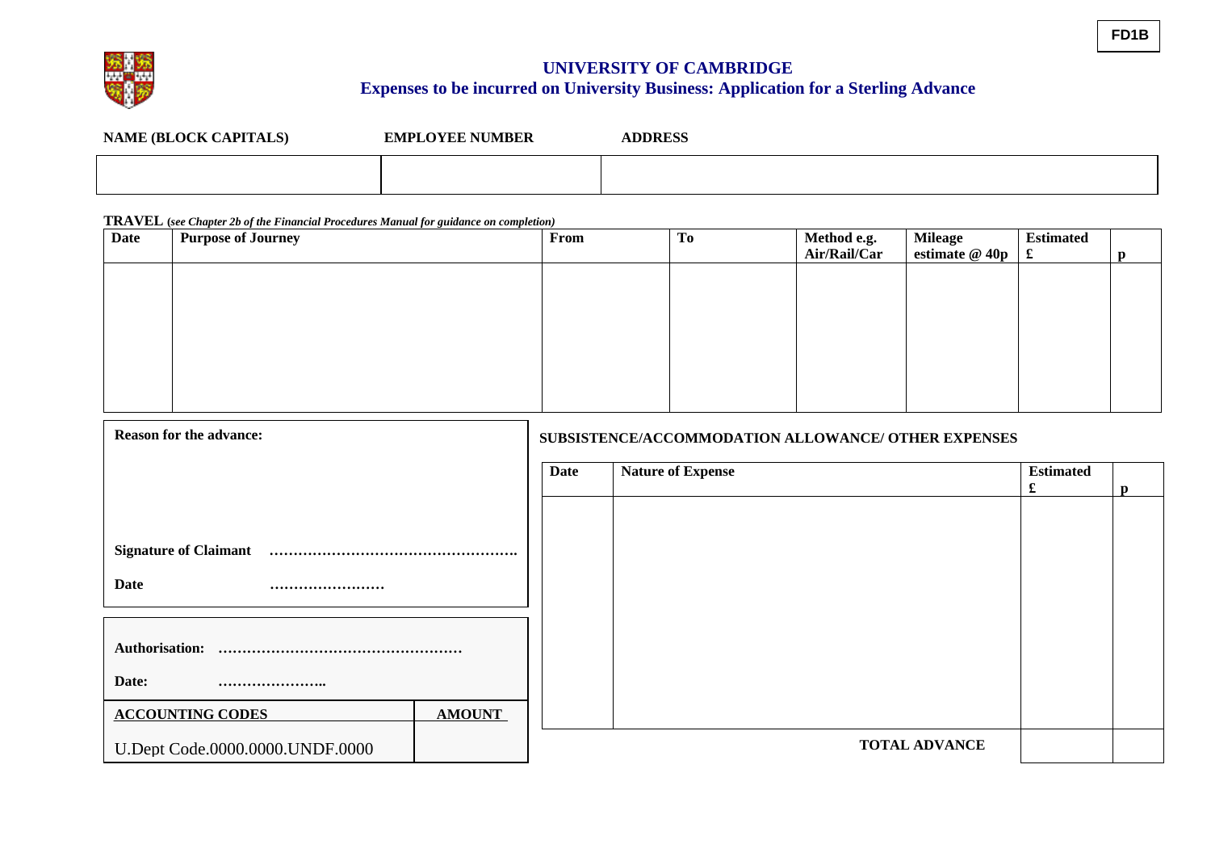FD1B

# UNIVERSITY OF CAMBRIDGE

## Expenses to be incurred on University Business: Application for a Sterling Advance

| NAME (BLOCK CAPITALS) | EMPLOYEE NUMBER | ADDRESS |
|---|---|---|
| | | |

**TRAVEL** (*see Chapter 2b of the Financial Procedures Manual for guidance on completion*)

| Date | Purpose of Journey | From | To | Method e.g. Air/Rail/Car | Mileage estimate @ 40p | Estimated £ | p |
|---|---|---|---|---|---|---|---|
| | | | | | | | |

**Reason for the advance:**

**Signature of Claimant** …………………………………………….

**Date** ……………………

**Authorisation:** ……………………………………………

**Date:** …………………..

| ACCOUNTING CODES | AMOUNT |
|---|---|
| U.Dept Code.0000.0000.UNDF.0000 | |

**SUBSISTENCE/ACCOMMODATION ALLOWANCE/ OTHER EXPENSES**

| Date | Nature of Expense | Estimated £ | p |
|---|---|---|---|
| | | | |
| | **TOTAL ADVANCE** | | |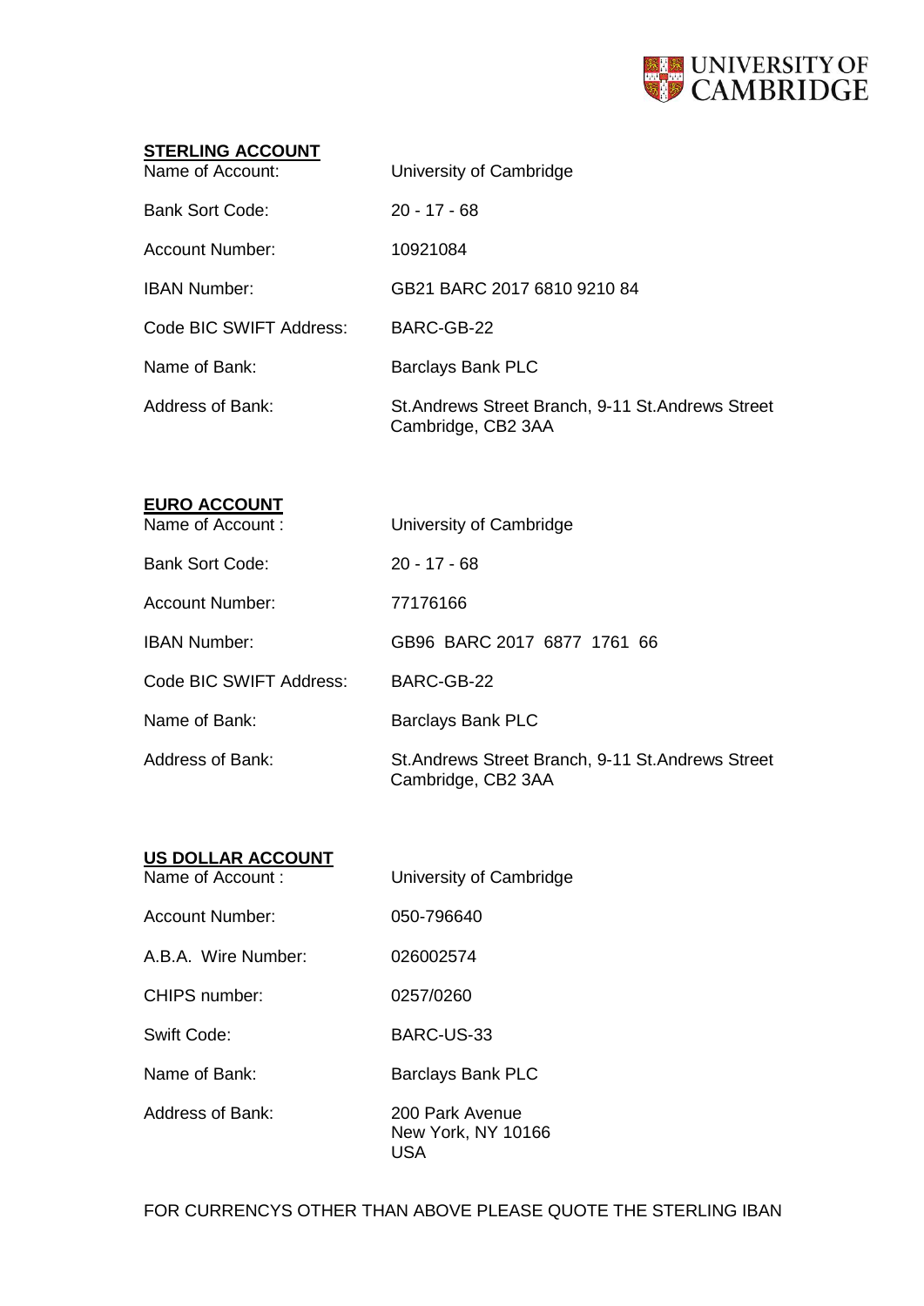UNIVERSITY OF CAMBRIDGE

**STERLING ACCOUNT**

| | |
|---|---|
| Name of Account: | University of Cambridge |
| Bank Sort Code: | 20 - 17 - 68 |
| Account Number: | 10921084 |
| IBAN Number: | GB21 BARC 2017 6810 9210 84 |
| Code BIC SWIFT Address: | BARC-GB-22 |
| Name of Bank: | Barclays Bank PLC |
| Address of Bank: | St.Andrews Street Branch, 9-11 St.Andrews Street Cambridge, CB2 3AA |

**EURO ACCOUNT**

| | |
|---|---|
| Name of Account : | University of Cambridge |
| Bank Sort Code: | 20 - 17 - 68 |
| Account Number: | 77176166 |
| IBAN Number: | GB96 BARC 2017 6877 1761 66 |
| Code BIC SWIFT Address: | BARC-GB-22 |
| Name of Bank: | Barclays Bank PLC |
| Address of Bank: | St.Andrews Street Branch, 9-11 St.Andrews Street Cambridge, CB2 3AA |

**US DOLLAR ACCOUNT**

| | |
|---|---|
| Name of Account : | University of Cambridge |
| Account Number: | 050-796640 |
| A.B.A. Wire Number: | 026002574 |
| CHIPS number: | 0257/0260 |
| Swift Code: | BARC-US-33 |
| Name of Bank: | Barclays Bank PLC |
| Address of Bank: | 200 Park Avenue New York, NY 10166 USA |

FOR CURRENCYS OTHER THAN ABOVE PLEASE QUOTE THE STERLING IBAN